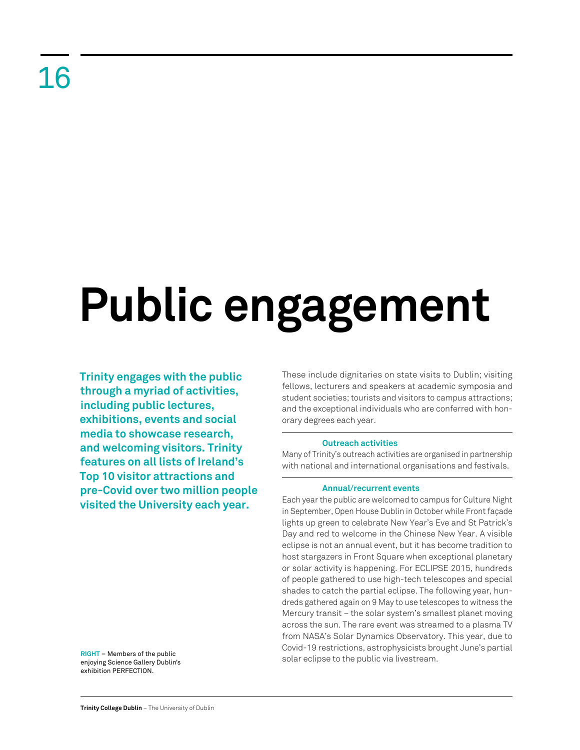# Public engagement

**Trinity engages with the public through a myriad of activities, including public lectures, exhibitions, events and social media to showcase research, and welcoming visitors. Trinity features on all lists of Ireland's Top 10 visitor attractions and pre-Covid over two million people visited the University each year.**

RIGHT – Members of the public enjoying Science Gallery Dublin's exhibition PERFECTION.

These include dignitaries on state visits to Dublin; visiting fellows, lecturers and speakers at academic symposia and student societies; tourists and visitors to campus attractions; and the exceptional individuals who are conferred with honorary degrees each year.

### Outreach activities

Many of Trinity's outreach activities are organised in partnership with national and international organisations and festivals.

### Annual/recurrent events

Each year the public are welcomed to campus for Culture Night in September, Open House Dublin in October while Front façade lights up green to celebrate New Year's Eve and St Patrick's Day and red to welcome in the Chinese New Year. A visible eclipse is not an annual event, but it has become tradition to host stargazers in Front Square when exceptional planetary or solar activity is happening. For ECLIPSE 2015, hundreds of people gathered to use high-tech telescopes and special shades to catch the partial eclipse. The following year, hundreds gathered again on 9 May to use telescopes to witness the Mercury transit – the solar system's smallest planet moving across the sun. The rare event was streamed to a plasma TV from NASA's Solar Dynamics Observatory. This year, due to Covid-19 restrictions, astrophysicists brought June's partial solar eclipse to the public via livestream.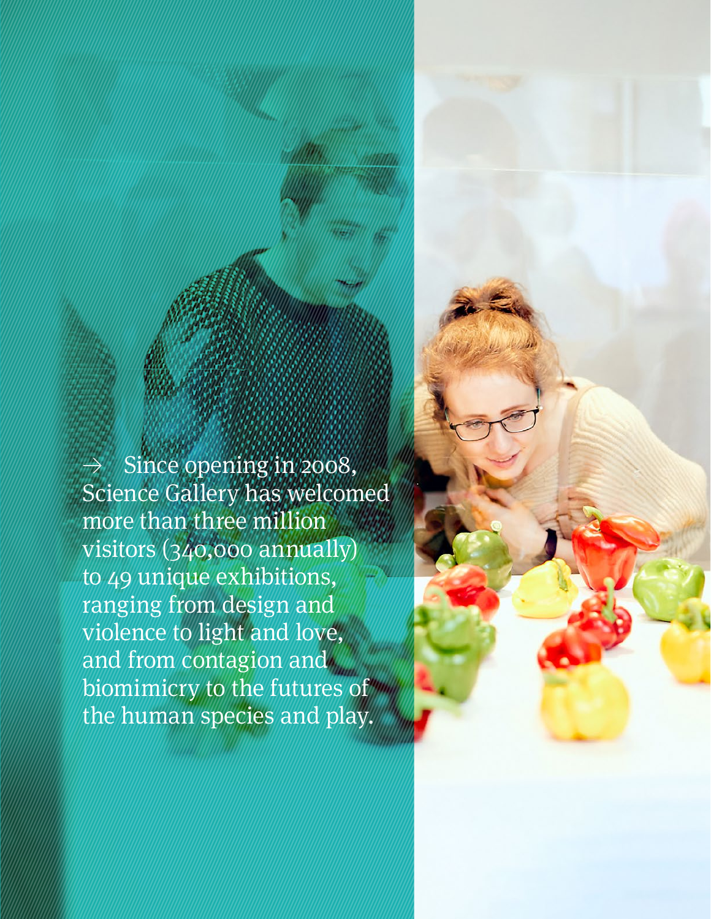→ Since opening in 2008, Science Gallery has welcomed more than three million visitors (340,000 annually) to 49 unique exhibitions, ranging from design and violence to light and love, and from contagion and biomimicry to the futures of the human species and play.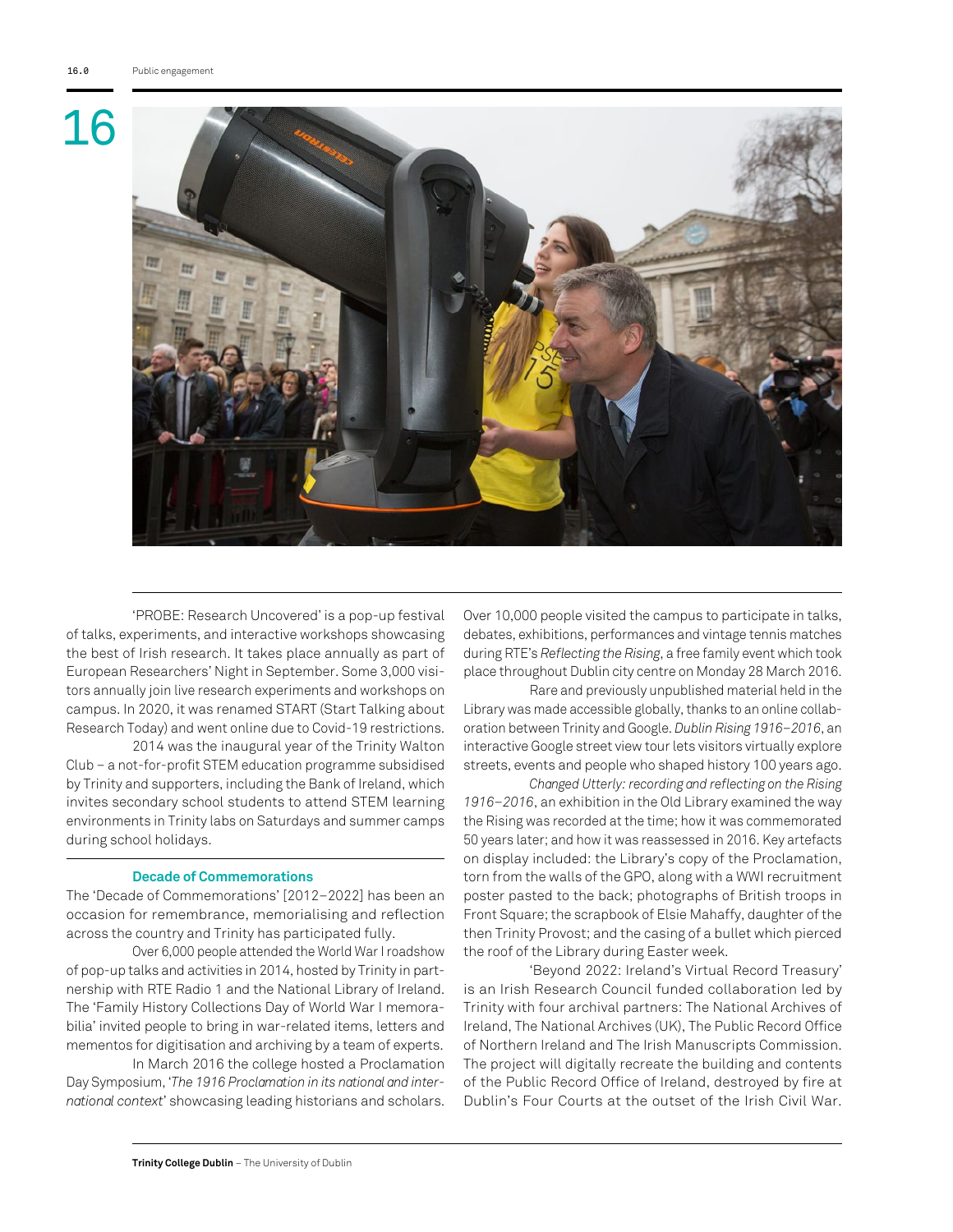# 16

'PROBE: Research Uncovered' is a pop-up festival of talks, experiments, and interactive workshops showcasing the best of Irish research. It takes place annually as part of European Researchers' Night in September. Some 3,000 visitors annually join live research experiments and workshops on campus. In 2020, it was renamed START (Start Talking about Research Today) and went online due to Covid-19 restrictions.

2014 was the inaugural year of the Trinity Walton Club – a not-for-profit STEM education programme subsidised by Trinity and supporters, including the Bank of Ireland, which invites secondary school students to attend STEM learning environments in Trinity labs on Saturdays and summer camps during school holidays.

### Decade of Commemorations

The 'Decade of Commemorations' [2012–2022] has been an occasion for remembrance, memorialising and reflection across the country and Trinity has participated fully.

Over 6,000 people attended the World War I roadshow of pop-up talks and activities in 2014, hosted by Trinity in partnership with RTE Radio 1 and the National Library of Ireland. The 'Family History Collections Day of World War I memorabilia' invited people to bring in war-related items, letters and mementos for digitisation and archiving by a team of experts.

In March 2016 the college hosted a Proclamation Day Symposium, '*The 1916 Proclamation in its national and international context*' showcasing leading historians and scholars. Over 10,000 people visited the campus to participate in talks, debates, exhibitions, performances and vintage tennis matches during RTE's *Reflecting the Rising*, a free family event which took place throughout Dublin city centre on Monday 28 March 2016.

Rare and previously unpublished material held in the Library was made accessible globally, thanks to an online collaboration between Trinity and Google. *Dublin Rising 1916–2016*, an interactive Google street view tour lets visitors virtually explore streets, events and people who shaped history 100 years ago.

*Changed Utterly: recording and reflecting on the Rising 1916–2016*, an exhibition in the Old Library examined the way the Rising was recorded at the time; how it was commemorated 50 years later; and how it was reassessed in 2016. Key artefacts on display included: the Library's copy of the Proclamation, torn from the walls of the GPO, along with a WWI recruitment poster pasted to the back; photographs of British troops in Front Square; the scrapbook of Elsie Mahaffy, daughter of the then Trinity Provost; and the casing of a bullet which pierced the roof of the Library during Easter week.

'Beyond 2022: Ireland's Virtual Record Treasury' is an Irish Research Council funded collaboration led by Trinity with four archival partners: The National Archives of Ireland, The National Archives (UK), The Public Record Office of Northern Ireland and The Irish Manuscripts Commission. The project will digitally recreate the building and contents of the Public Record Office of Ireland, destroyed by fire at Dublin's Four Courts at the outset of the Irish Civil War.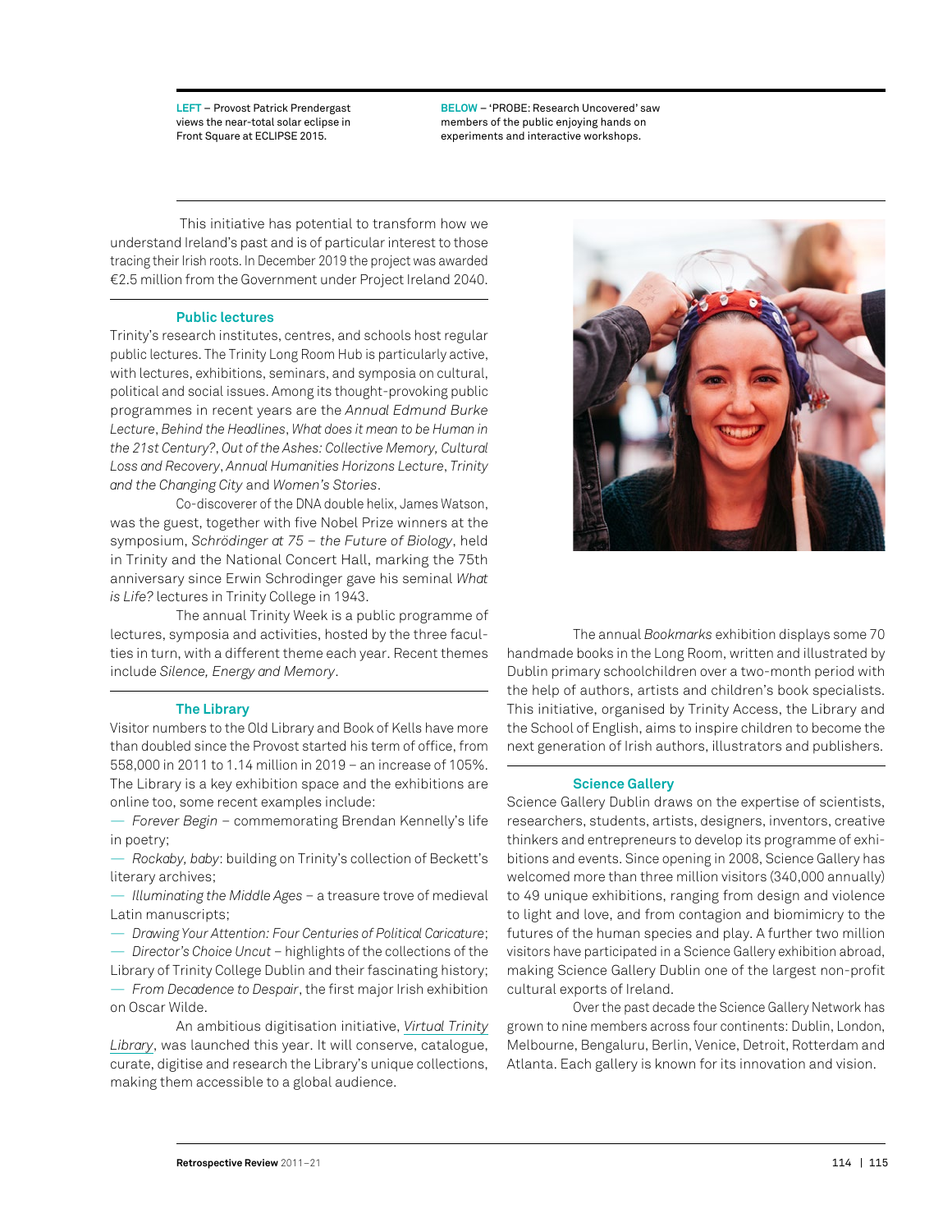**LEFT** – Provost Patrick Prendergast views the near-total solar eclipse in Front Square at ECLIPSE 2015.

**BELOW** – 'PROBE: Research Uncovered' saw members of the public enjoying hands on experiments and interactive workshops.

This initiative has potential to transform how we understand Ireland's past and is of particular interest to those tracing their Irish roots. In December 2019 the project was awarded €2.5 million from the Government under Project Ireland 2040.

### Public lectures

Trinity's research institutes, centres, and schools host regular public lectures. The Trinity Long Room Hub is particularly active, with lectures, exhibitions, seminars, and symposia on cultural, political and social issues. Among its thought-provoking public programmes in recent years are the *Annual Edmund Burke Lecture*, *Behind the Headlines*, *What does it mean to be Human in the 21st Century?*, *Out of the Ashes: Collective Memory, Cultural Loss and Recovery*, *Annual Humanities Horizons Lecture*, *Trinity and the Changing City* and *Women's Stories*.

Co-discoverer of the DNA double helix, James Watson, was the guest, together with five Nobel Prize winners at the symposium, *Schrödinger at 75 – the Future of Biology*, held in Trinity and the National Concert Hall, marking the 75th anniversary since Erwin Schrodinger gave his seminal *What is Life?* lectures in Trinity College in 1943.

The annual Trinity Week is a public programme of lectures, symposia and activities, hosted by the three faculties in turn, with a different theme each year. Recent themes include *Silence, Energy and Memory*.

### The Library

Visitor numbers to the Old Library and Book of Kells have more than doubled since the Provost started his term of office, from 558,000 in 2011 to 1.14 million in 2019 – an increase of 105%. The Library is a key exhibition space and the exhibitions are online too, some recent examples include:

— *Forever Begin* – commemorating Brendan Kennelly's life in poetry;

— *Rockaby, baby*: building on Trinity's collection of Beckett's literary archives;

— *Illuminating the Middle Ages* – a treasure trove of medieval Latin manuscripts;

— *Drawing Your Attention: Four Centuries of Political Caricature*;

— *Director's Choice Uncut* – highlights of the collections of the Library of Trinity College Dublin and their fascinating history;

— *From Decadence to Despair*, the first major Irish exhibition on Oscar Wilde.

An ambitious digitisation initiative, *Virtual Trinity Library*, was launched this year. It will conserve, catalogue, curate, digitise and research the Library's unique collections, making them accessible to a global audience.

The annual *Bookmarks* exhibition displays some 70 handmade books in the Long Room, written and illustrated by Dublin primary schoolchildren over a two-month period with the help of authors, artists and children's book specialists. This initiative, organised by Trinity Access, the Library and the School of English, aims to inspire children to become the next generation of Irish authors, illustrators and publishers.

### Science Gallery

Science Gallery Dublin draws on the expertise of scientists, researchers, students, artists, designers, inventors, creative thinkers and entrepreneurs to develop its programme of exhibitions and events. Since opening in 2008, Science Gallery has welcomed more than three million visitors (340,000 annually) to 49 unique exhibitions, ranging from design and violence to light and love, and from contagion and biomimicry to the futures of the human species and play. A further two million visitors have participated in a Science Gallery exhibition abroad, making Science Gallery Dublin one of the largest non-profit cultural exports of Ireland.

Over the past decade the Science Gallery Network has grown to nine members across four continents: Dublin, London, Melbourne, Bengaluru, Berlin, Venice, Detroit, Rotterdam and Atlanta. Each gallery is known for its innovation and vision.